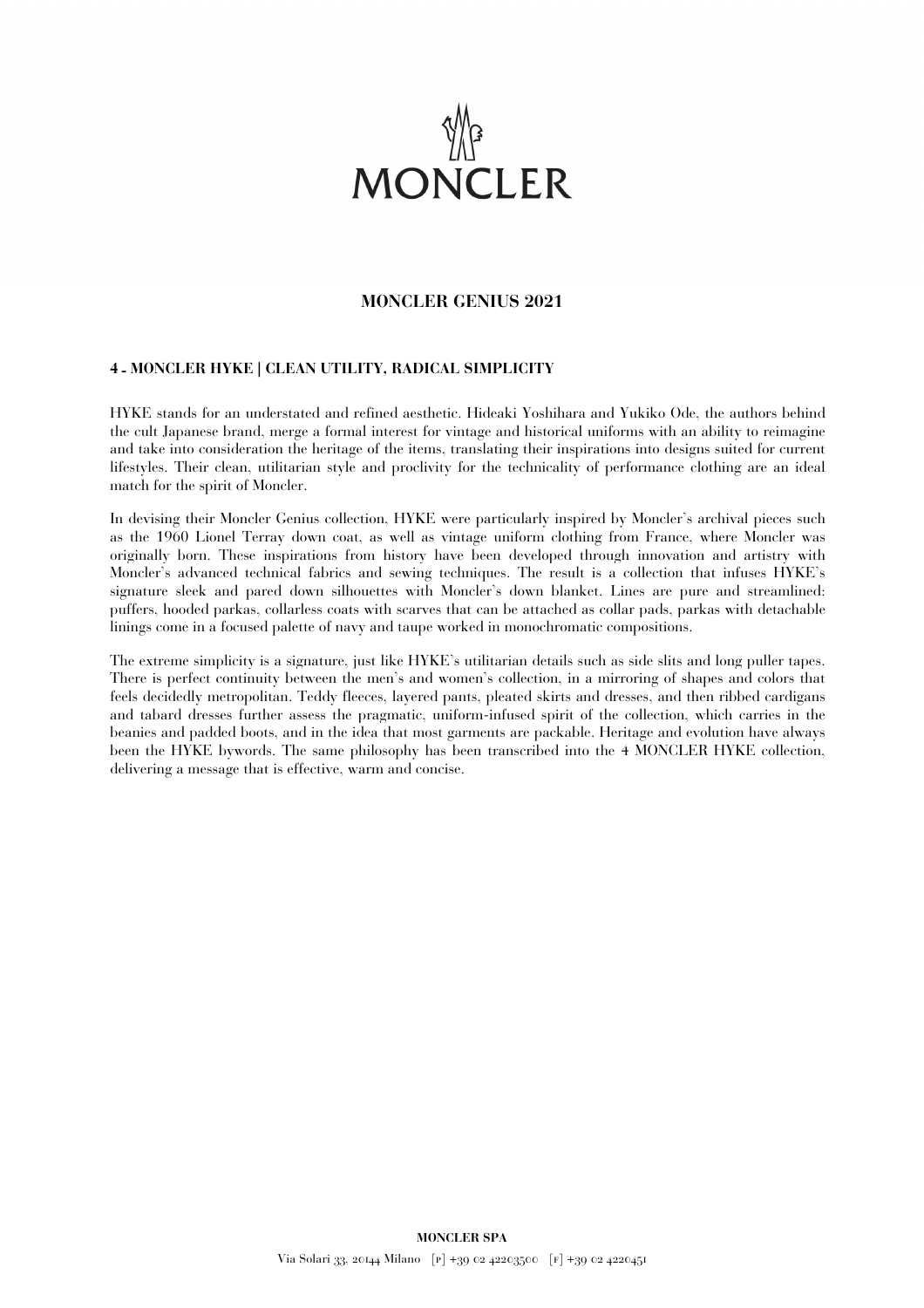# MONCLER GENIUS 2021

## 4 - MONCLER HYKE | CLEAN UTILITY, RADICAL SIMPLICITY

HYKE stands for an understated and refined aesthetic. Hideaki Yoshihara and Yukiko Ode, the authors behind the cult Japanese brand, merge a formal interest for vintage and historical uniforms with an ability to reimagine and take into consideration the heritage of the items, translating their inspirations into designs suited for current lifestyles. Their clean, utilitarian style and proclivity for the technicality of performance clothing are an ideal match for the spirit of Moncler.

In devising their Moncler Genius collection, HYKE were particularly inspired by Moncler's archival pieces such as the 1960 Lionel Terray down coat, as well as vintage uniform clothing from France, where Moncler was originally born. These inspirations from history have been developed through innovation and artistry with Moncler's advanced technical fabrics and sewing techniques. The result is a collection that infuses HYKE's signature sleek and pared down silhouettes with Moncler's down blanket. Lines are pure and streamlined: puffers, hooded parkas, collarless coats with scarves that can be attached as collar pads, parkas with detachable linings come in a focused palette of navy and taupe worked in monochromatic compositions.

The extreme simplicity is a signature, just like HYKE's utilitarian details such as side slits and long puller tapes. There is perfect continuity between the men's and women's collection, in a mirroring of shapes and colors that feels decidedly metropolitan. Teddy fleeces, layered pants, pleated skirts and dresses, and then ribbed cardigans and tabard dresses further assess the pragmatic, uniform-infused spirit of the collection, which carries in the beanies and padded boots, and in the idea that most garments are packable. Heritage and evolution have always been the HYKE bywords. The same philosophy has been transcribed into the 4 MONCLER HYKE collection, delivering a message that is effective, warm and concise.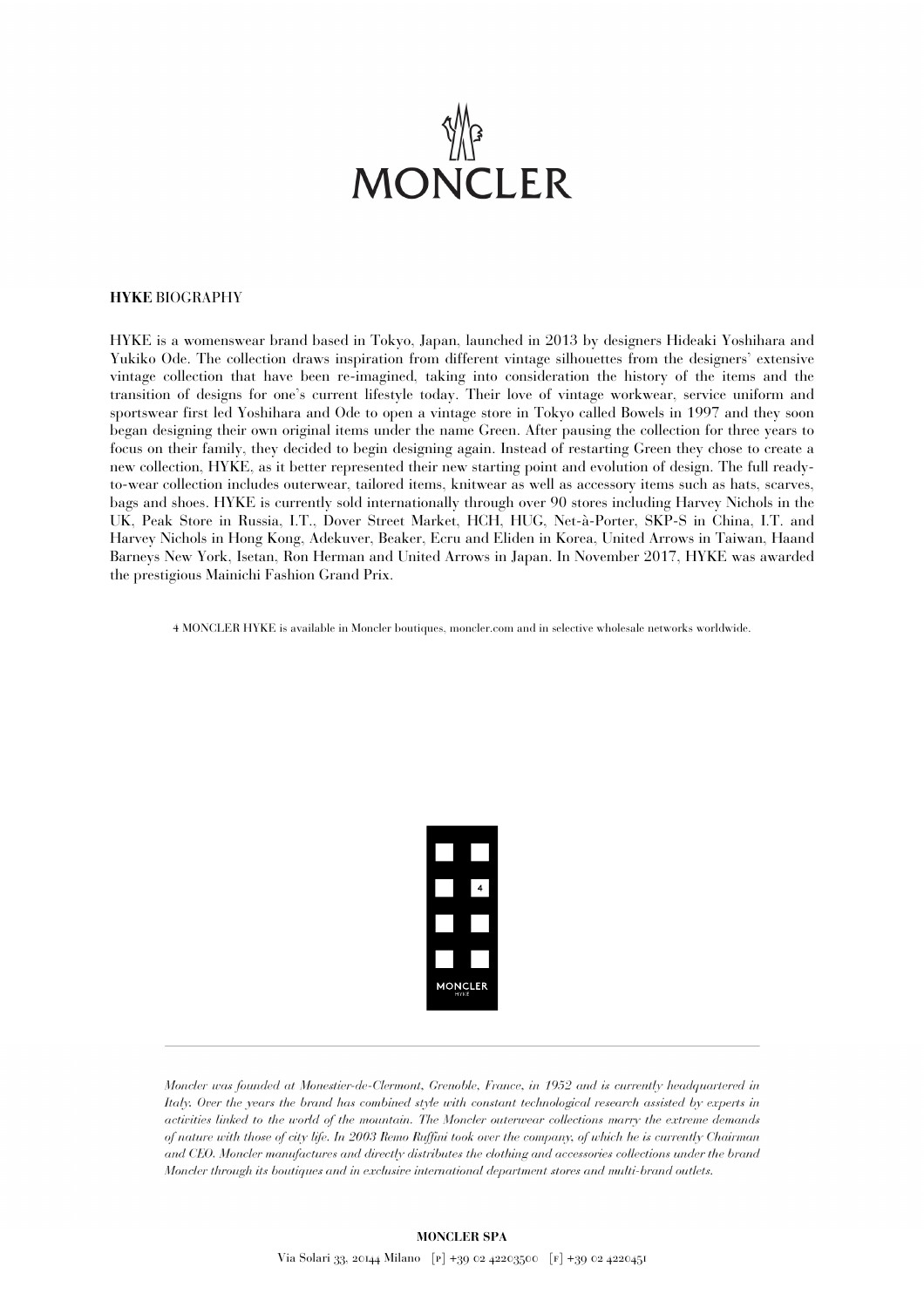**HYKE** BIOGRAPHY

HYKE is a womenswear brand based in Tokyo, Japan, launched in 2013 by designers Hideaki Yoshihara and Yukiko Ode. The collection draws inspiration from different vintage silhouettes from the designers' extensive vintage collection that have been re-imagined, taking into consideration the history of the items and the transition of designs for one's current lifestyle today. Their love of vintage workwear, service uniform and sportswear first led Yoshihara and Ode to open a vintage store in Tokyo called Bowels in 1997 and they soon began designing their own original items under the name Green. After pausing the collection for three years to focus on their family, they decided to begin designing again. Instead of restarting Green they chose to create a new collection, HYKE, as it better represented their new starting point and evolution of design. The full ready-to-wear collection includes outerwear, tailored items, knitwear as well as accessory items such as hats, scarves, bags and shoes. HYKE is currently sold internationally through over 90 stores including Harvey Nichols in the UK, Peak Store in Russia, I.T., Dover Street Market, HCH, HUG, Net-à-Porter, SKP-S in China, I.T. and Harvey Nichols in Hong Kong, Adekuver, Beaker, Ecru and Eliden in Korea, United Arrows in Taiwan, Haand Barneys New York, Isetan, Ron Herman and United Arrows in Japan. In November 2017, HYKE was awarded the prestigious Mainichi Fashion Grand Prix.

4 MONCLER HYKE is available in Moncler boutiques, moncler.com and in selective wholesale networks worldwide.

---

*Moncler was founded at Monestier-de-Clermont, Grenoble, France, in 1952 and is currently headquartered in Italy. Over the years the brand has combined style with constant technological research assisted by experts in activities linked to the world of the mountain. The Moncler outerwear collections marry the extreme demands of nature with those of city life. In 2003 Remo Ruffini took over the company, of which he is currently Chairman and CEO. Moncler manufactures and directly distributes the clothing and accessories collections under the brand Moncler through its boutiques and in exclusive international department stores and multi-brand outlets.*

**MONCLER SPA**

Via Solari 33, 20144 Milano [P] +39 02 42203500 [F] +39 02 4220451